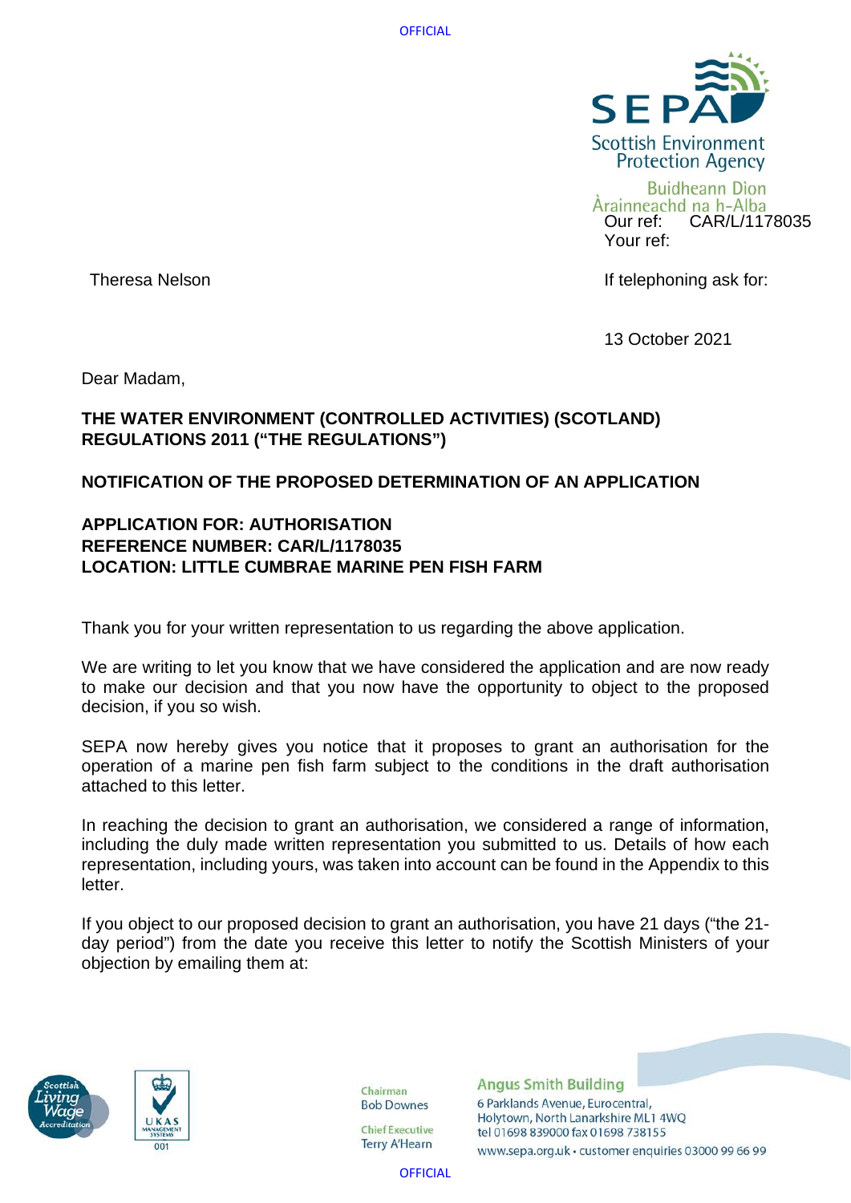Our ref: CAR/L/1178035
Your ref:

Theresa Nelson

If telephoning ask for:

13 October 2021

Dear Madam,

**THE WATER ENVIRONMENT (CONTROLLED ACTIVITIES) (SCOTLAND) REGULATIONS 2011 ("THE REGULATIONS")**

**NOTIFICATION OF THE PROPOSED DETERMINATION OF AN APPLICATION**

**APPLICATION FOR: AUTHORISATION**
**REFERENCE NUMBER: CAR/L/1178035**
**LOCATION: LITTLE CUMBRAE MARINE PEN FISH FARM**

Thank you for your written representation to us regarding the above application.

We are writing to let you know that we have considered the application and are now ready to make our decision and that you now have the opportunity to object to the proposed decision, if you so wish.

SEPA now hereby gives you notice that it proposes to grant an authorisation for the operation of a marine pen fish farm subject to the conditions in the draft authorisation attached to this letter.

In reaching the decision to grant an authorisation, we considered a range of information, including the duly made written representation you submitted to us. Details of how each representation, including yours, was taken into account can be found in the Appendix to this letter.

If you object to our proposed decision to grant an authorisation, you have 21 days ("the 21-day period") from the date you receive this letter to notify the Scottish Ministers of your objection by emailing them at: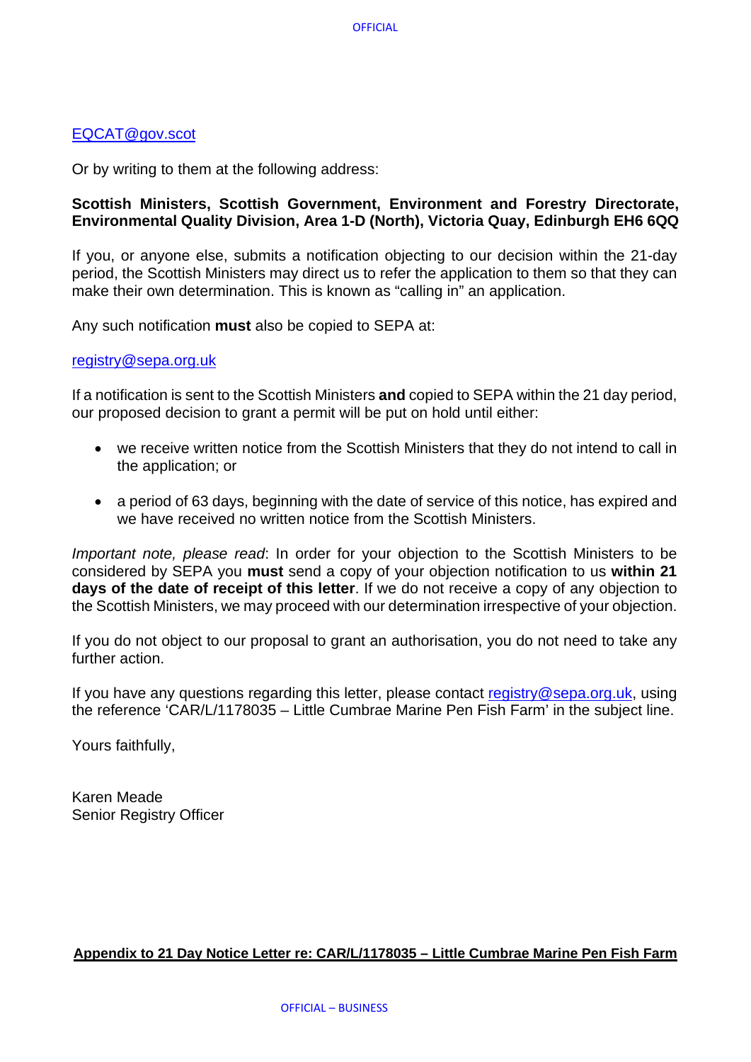[EQCAT@gov.scot](mailto:EQCAT@gov.scot)

Or by writing to them at the following address:

**Scottish Ministers, Scottish Government, Environment and Forestry Directorate, Environmental Quality Division, Area 1-D (North), Victoria Quay, Edinburgh EH6 6QQ**

If you, or anyone else, submits a notification objecting to our decision within the 21-day period, the Scottish Ministers may direct us to refer the application to them so that they can make their own determination. This is known as "calling in" an application.

Any such notification **must** also be copied to SEPA at:

[registry@sepa.org.uk](mailto:registry@sepa.org.uk)

If a notification is sent to the Scottish Ministers **and** copied to SEPA within the 21 day period, our proposed decision to grant a permit will be put on hold until either:

- we receive written notice from the Scottish Ministers that they do not intend to call in the application; or
- a period of 63 days, beginning with the date of service of this notice, has expired and we have received no written notice from the Scottish Ministers.

*Important note, please read*: In order for your objection to the Scottish Ministers to be considered by SEPA you **must** send a copy of your objection notification to us **within 21 days of the date of receipt of this letter**. If we do not receive a copy of any objection to the Scottish Ministers, we may proceed with our determination irrespective of your objection.

If you do not object to our proposal to grant an authorisation, you do not need to take any further action.

If you have any questions regarding this letter, please contact [registry@sepa.org.uk](mailto:registry@sepa.org.uk), using the reference 'CAR/L/1178035 – Little Cumbrae Marine Pen Fish Farm' in the subject line.

Yours faithfully,

Karen Meade
Senior Registry Officer

**Appendix to 21 Day Notice Letter re: CAR/L/1178035 – Little Cumbrae Marine Pen Fish Farm**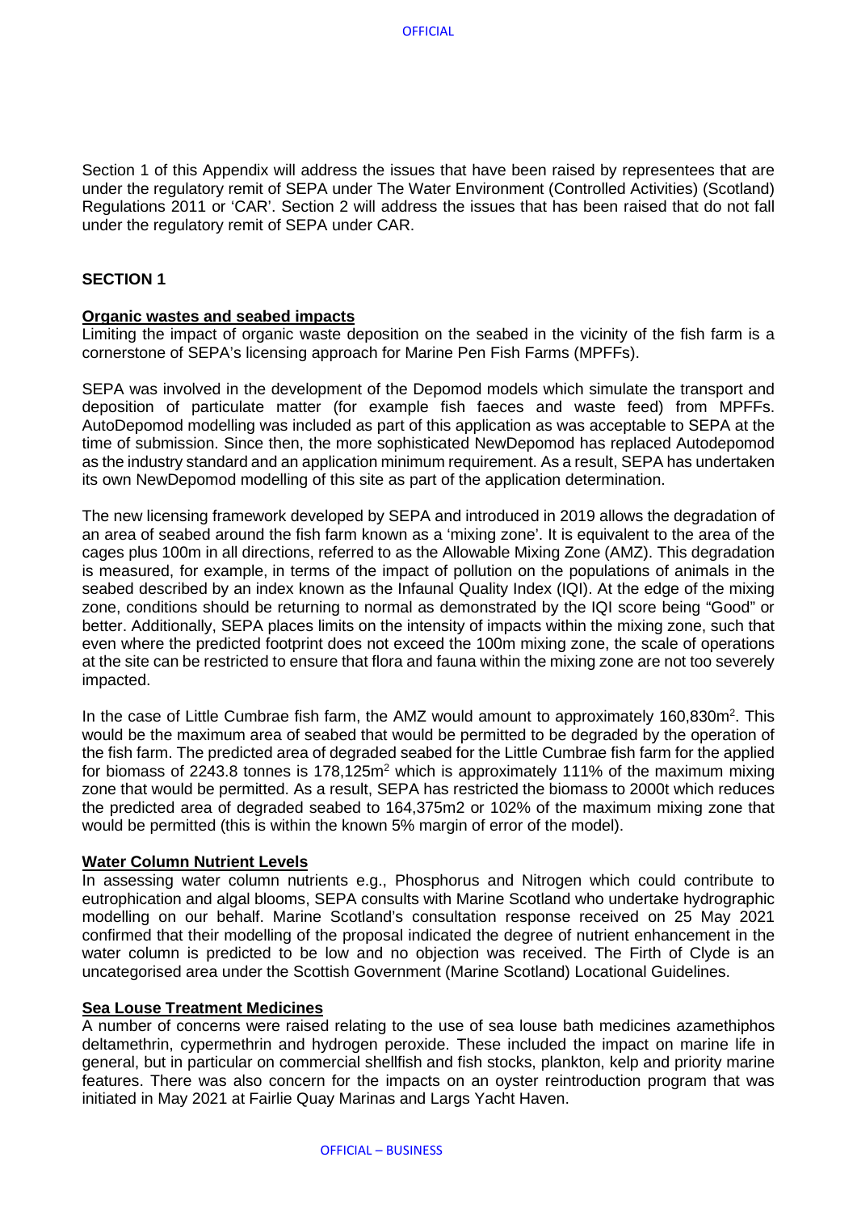Section 1 of this Appendix will address the issues that have been raised by representees that are under the regulatory remit of SEPA under The Water Environment (Controlled Activities) (Scotland) Regulations 2011 or 'CAR'. Section 2 will address the issues that has been raised that do not fall under the regulatory remit of SEPA under CAR.

## SECTION 1

### Organic wastes and seabed impacts

Limiting the impact of organic waste deposition on the seabed in the vicinity of the fish farm is a cornerstone of SEPA's licensing approach for Marine Pen Fish Farms (MPFFs).

SEPA was involved in the development of the Depomod models which simulate the transport and deposition of particulate matter (for example fish faeces and waste feed) from MPFFs. AutoDepomod modelling was included as part of this application as was acceptable to SEPA at the time of submission. Since then, the more sophisticated NewDepomod has replaced Autodepomod as the industry standard and an application minimum requirement. As a result, SEPA has undertaken its own NewDepomod modelling of this site as part of the application determination.

The new licensing framework developed by SEPA and introduced in 2019 allows the degradation of an area of seabed around the fish farm known as a 'mixing zone'. It is equivalent to the area of the cages plus 100m in all directions, referred to as the Allowable Mixing Zone (AMZ). This degradation is measured, for example, in terms of the impact of pollution on the populations of animals in the seabed described by an index known as the Infaunal Quality Index (IQI). At the edge of the mixing zone, conditions should be returning to normal as demonstrated by the IQI score being "Good" or better. Additionally, SEPA places limits on the intensity of impacts within the mixing zone, such that even where the predicted footprint does not exceed the 100m mixing zone, the scale of operations at the site can be restricted to ensure that flora and fauna within the mixing zone are not too severely impacted.

In the case of Little Cumbrae fish farm, the AMZ would amount to approximately 160,830m$^2$. This would be the maximum area of seabed that would be permitted to be degraded by the operation of the fish farm. The predicted area of degraded seabed for the Little Cumbrae fish farm for the applied for biomass of 2243.8 tonnes is 178,125m$^2$ which is approximately 111% of the maximum mixing zone that would be permitted. As a result, SEPA has restricted the biomass to 2000t which reduces the predicted area of degraded seabed to 164,375m2 or 102% of the maximum mixing zone that would be permitted (this is within the known 5% margin of error of the model).

### Water Column Nutrient Levels

In assessing water column nutrients e.g., Phosphorus and Nitrogen which could contribute to eutrophication and algal blooms, SEPA consults with Marine Scotland who undertake hydrographic modelling on our behalf. Marine Scotland's consultation response received on 25 May 2021 confirmed that their modelling of the proposal indicated the degree of nutrient enhancement in the water column is predicted to be low and no objection was received. The Firth of Clyde is an uncategorised area under the Scottish Government (Marine Scotland) Locational Guidelines.

### Sea Louse Treatment Medicines

A number of concerns were raised relating to the use of sea louse bath medicines azamethiphos deltamethrin, cypermethrin and hydrogen peroxide. These included the impact on marine life in general, but in particular on commercial shellfish and fish stocks, plankton, kelp and priority marine features. There was also concern for the impacts on an oyster reintroduction program that was initiated in May 2021 at Fairlie Quay Marinas and Largs Yacht Haven.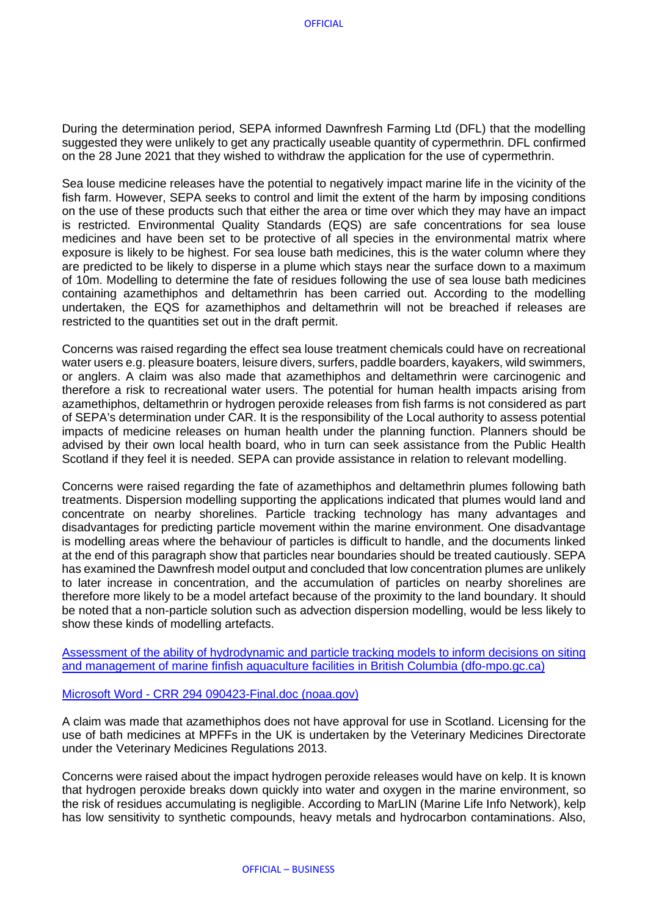During the determination period, SEPA informed Dawnfresh Farming Ltd (DFL) that the modelling suggested they were unlikely to get any practically useable quantity of cypermethrin. DFL confirmed on the 28 June 2021 that they wished to withdraw the application for the use of cypermethrin.

Sea louse medicine releases have the potential to negatively impact marine life in the vicinity of the fish farm. However, SEPA seeks to control and limit the extent of the harm by imposing conditions on the use of these products such that either the area or time over which they may have an impact is restricted. Environmental Quality Standards (EQS) are safe concentrations for sea louse medicines and have been set to be protective of all species in the environmental matrix where exposure is likely to be highest. For sea louse bath medicines, this is the water column where they are predicted to be likely to disperse in a plume which stays near the surface down to a maximum of 10m. Modelling to determine the fate of residues following the use of sea louse bath medicines containing azamethiphos and deltamethrin has been carried out. According to the modelling undertaken, the EQS for azamethiphos and deltamethrin will not be breached if releases are restricted to the quantities set out in the draft permit.

Concerns was raised regarding the effect sea louse treatment chemicals could have on recreational water users e.g. pleasure boaters, leisure divers, surfers, paddle boarders, kayakers, wild swimmers, or anglers. A claim was also made that azamethiphos and deltamethrin were carcinogenic and therefore a risk to recreational water users. The potential for human health impacts arising from azamethiphos, deltamethrin or hydrogen peroxide releases from fish farms is not considered as part of SEPA's determination under CAR. It is the responsibility of the Local authority to assess potential impacts of medicine releases on human health under the planning function. Planners should be advised by their own local health board, who in turn can seek assistance from the Public Health Scotland if they feel it is needed. SEPA can provide assistance in relation to relevant modelling.

Concerns were raised regarding the fate of azamethiphos and deltamethrin plumes following bath treatments. Dispersion modelling supporting the applications indicated that plumes would land and concentrate on nearby shorelines. Particle tracking technology has many advantages and disadvantages for predicting particle movement within the marine environment. One disadvantage is modelling areas where the behaviour of particles is difficult to handle, and the documents linked at the end of this paragraph show that particles near boundaries should be treated cautiously. SEPA has examined the Dawnfresh model output and concluded that low concentration plumes are unlikely to later increase in concentration, and the accumulation of particles on nearby shorelines are therefore more likely to be a model artefact because of the proximity to the land boundary. It should be noted that a non-particle solution such as advection dispersion modelling, would be less likely to show these kinds of modelling artefacts.

Assessment of the ability of hydrodynamic and particle tracking models to inform decisions on siting and management of marine finfish aquaculture facilities in British Columbia (dfo-mpo.gc.ca)

Microsoft Word - CRR 294 090423-Final.doc (noaa.gov)

A claim was made that azamethiphos does not have approval for use in Scotland. Licensing for the use of bath medicines at MPFFs in the UK is undertaken by the Veterinary Medicines Directorate under the Veterinary Medicines Regulations 2013.

Concerns were raised about the impact hydrogen peroxide releases would have on kelp. It is known that hydrogen peroxide breaks down quickly into water and oxygen in the marine environment, so the risk of residues accumulating is negligible. According to MarLIN (Marine Life Info Network), kelp has low sensitivity to synthetic compounds, heavy metals and hydrocarbon contaminations. Also,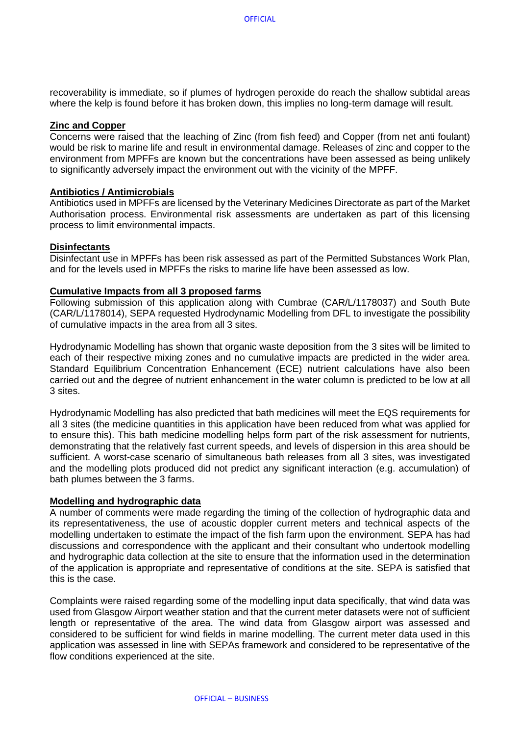recoverability is immediate, so if plumes of hydrogen peroxide do reach the shallow subtidal areas where the kelp is found before it has broken down, this implies no long-term damage will result.

**Zinc and Copper**

Concerns were raised that the leaching of Zinc (from fish feed) and Copper (from net anti foulant) would be risk to marine life and result in environmental damage. Releases of zinc and copper to the environment from MPFFs are known but the concentrations have been assessed as being unlikely to significantly adversely impact the environment out with the vicinity of the MPFF.

**Antibiotics / Antimicrobials**

Antibiotics used in MPFFs are licensed by the Veterinary Medicines Directorate as part of the Market Authorisation process. Environmental risk assessments are undertaken as part of this licensing process to limit environmental impacts.

**Disinfectants**

Disinfectant use in MPFFs has been risk assessed as part of the Permitted Substances Work Plan, and for the levels used in MPFFs the risks to marine life have been assessed as low.

**Cumulative Impacts from all 3 proposed farms**

Following submission of this application along with Cumbrae (CAR/L/1178037) and South Bute (CAR/L/1178014), SEPA requested Hydrodynamic Modelling from DFL to investigate the possibility of cumulative impacts in the area from all 3 sites.

Hydrodynamic Modelling has shown that organic waste deposition from the 3 sites will be limited to each of their respective mixing zones and no cumulative impacts are predicted in the wider area. Standard Equilibrium Concentration Enhancement (ECE) nutrient calculations have also been carried out and the degree of nutrient enhancement in the water column is predicted to be low at all 3 sites.

Hydrodynamic Modelling has also predicted that bath medicines will meet the EQS requirements for all 3 sites (the medicine quantities in this application have been reduced from what was applied for to ensure this). This bath medicine modelling helps form part of the risk assessment for nutrients, demonstrating that the relatively fast current speeds, and levels of dispersion in this area should be sufficient. A worst-case scenario of simultaneous bath releases from all 3 sites, was investigated and the modelling plots produced did not predict any significant interaction (e.g. accumulation) of bath plumes between the 3 farms.

**Modelling and hydrographic data**

A number of comments were made regarding the timing of the collection of hydrographic data and its representativeness, the use of acoustic doppler current meters and technical aspects of the modelling undertaken to estimate the impact of the fish farm upon the environment. SEPA has had discussions and correspondence with the applicant and their consultant who undertook modelling and hydrographic data collection at the site to ensure that the information used in the determination of the application is appropriate and representative of conditions at the site. SEPA is satisfied that this is the case.

Complaints were raised regarding some of the modelling input data specifically, that wind data was used from Glasgow Airport weather station and that the current meter datasets were not of sufficient length or representative of the area. The wind data from Glasgow airport was assessed and considered to be sufficient for wind fields in marine modelling. The current meter data used in this application was assessed in line with SEPAs framework and considered to be representative of the flow conditions experienced at the site.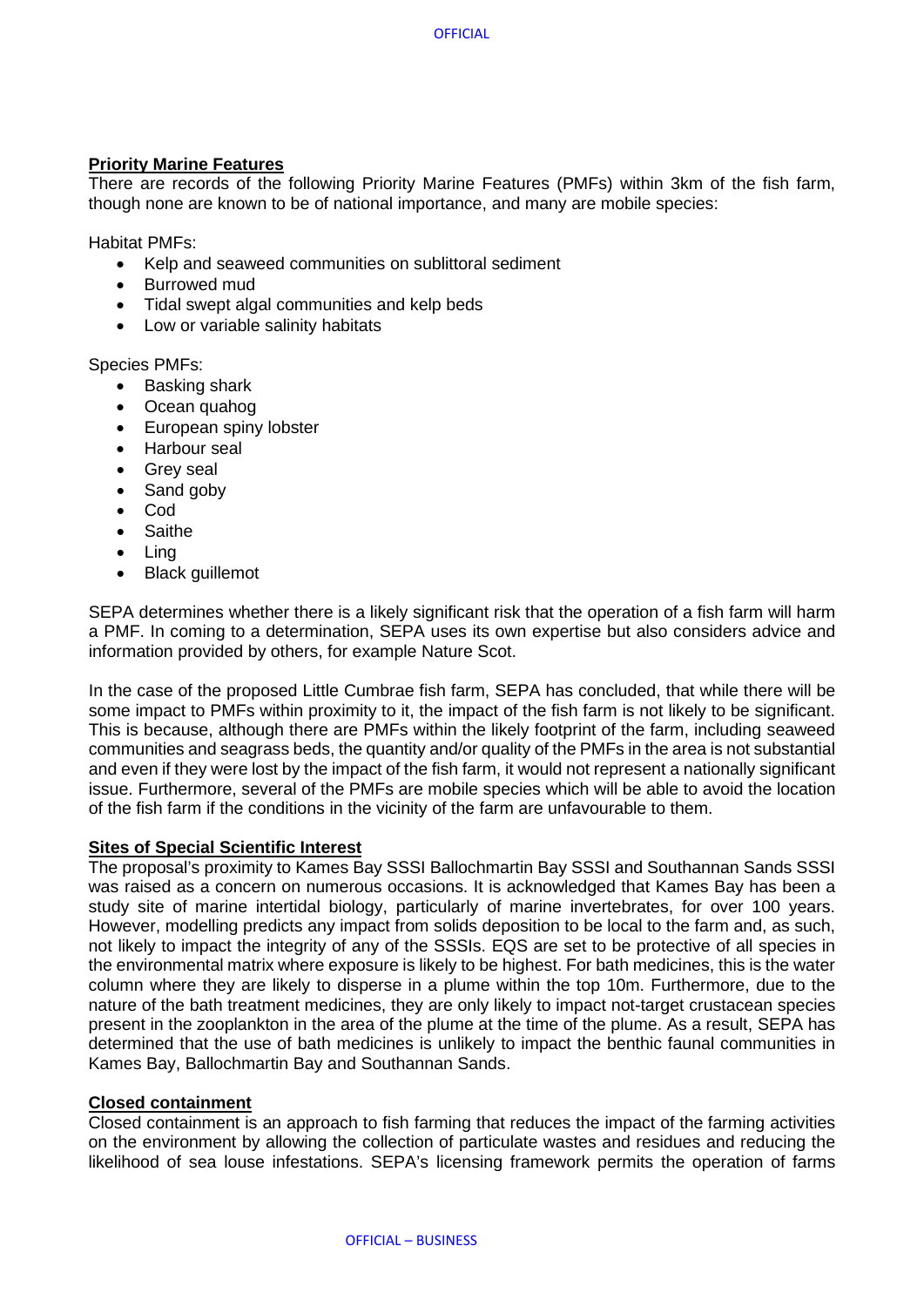**Priority Marine Features**

There are records of the following Priority Marine Features (PMFs) within 3km of the fish farm, though none are known to be of national importance, and many are mobile species:

Habitat PMFs:

- Kelp and seaweed communities on sublittoral sediment
- Burrowed mud
- Tidal swept algal communities and kelp beds
- Low or variable salinity habitats

Species PMFs:

- Basking shark
- Ocean quahog
- European spiny lobster
- Harbour seal
- Grey seal
- Sand goby
- Cod
- Saithe
- Ling
- Black guillemot

SEPA determines whether there is a likely significant risk that the operation of a fish farm will harm a PMF. In coming to a determination, SEPA uses its own expertise but also considers advice and information provided by others, for example Nature Scot.

In the case of the proposed Little Cumbrae fish farm, SEPA has concluded, that while there will be some impact to PMFs within proximity to it, the impact of the fish farm is not likely to be significant. This is because, although there are PMFs within the likely footprint of the farm, including seaweed communities and seagrass beds, the quantity and/or quality of the PMFs in the area is not substantial and even if they were lost by the impact of the fish farm, it would not represent a nationally significant issue. Furthermore, several of the PMFs are mobile species which will be able to avoid the location of the fish farm if the conditions in the vicinity of the farm are unfavourable to them.

**Sites of Special Scientific Interest**

The proposal's proximity to Kames Bay SSSI Ballochmartin Bay SSSI and Southannan Sands SSSI was raised as a concern on numerous occasions. It is acknowledged that Kames Bay has been a study site of marine intertidal biology, particularly of marine invertebrates, for over 100 years. However, modelling predicts any impact from solids deposition to be local to the farm and, as such, not likely to impact the integrity of any of the SSSIs. EQS are set to be protective of all species in the environmental matrix where exposure is likely to be highest. For bath medicines, this is the water column where they are likely to disperse in a plume within the top 10m. Furthermore, due to the nature of the bath treatment medicines, they are only likely to impact not-target crustacean species present in the zooplankton in the area of the plume at the time of the plume. As a result, SEPA has determined that the use of bath medicines is unlikely to impact the benthic faunal communities in Kames Bay, Ballochmartin Bay and Southannan Sands.

**Closed containment**

Closed containment is an approach to fish farming that reduces the impact of the farming activities on the environment by allowing the collection of particulate wastes and residues and reducing the likelihood of sea louse infestations. SEPA's licensing framework permits the operation of farms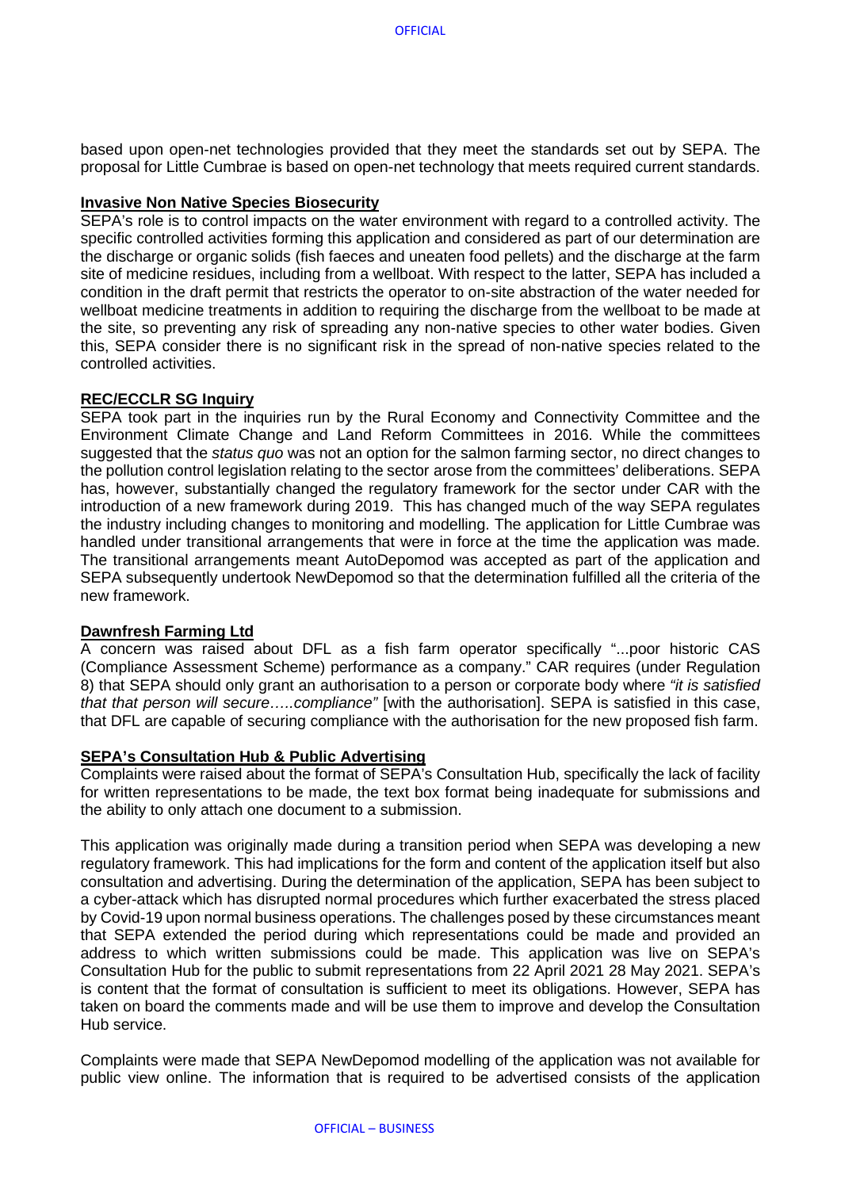based upon open-net technologies provided that they meet the standards set out by SEPA. The proposal for Little Cumbrae is based on open-net technology that meets required current standards.

**Invasive Non Native Species Biosecurity**

SEPA's role is to control impacts on the water environment with regard to a controlled activity. The specific controlled activities forming this application and considered as part of our determination are the discharge or organic solids (fish faeces and uneaten food pellets) and the discharge at the farm site of medicine residues, including from a wellboat. With respect to the latter, SEPA has included a condition in the draft permit that restricts the operator to on-site abstraction of the water needed for wellboat medicine treatments in addition to requiring the discharge from the wellboat to be made at the site, so preventing any risk of spreading any non-native species to other water bodies. Given this, SEPA consider there is no significant risk in the spread of non-native species related to the controlled activities.

**REC/ECCLR SG Inquiry**

SEPA took part in the inquiries run by the Rural Economy and Connectivity Committee and the Environment Climate Change and Land Reform Committees in 2016. While the committees suggested that the *status quo* was not an option for the salmon farming sector, no direct changes to the pollution control legislation relating to the sector arose from the committees' deliberations. SEPA has, however, substantially changed the regulatory framework for the sector under CAR with the introduction of a new framework during 2019. This has changed much of the way SEPA regulates the industry including changes to monitoring and modelling. The application for Little Cumbrae was handled under transitional arrangements that were in force at the time the application was made. The transitional arrangements meant AutoDepomod was accepted as part of the application and SEPA subsequently undertook NewDepomod so that the determination fulfilled all the criteria of the new framework.

**Dawnfresh Farming Ltd**

A concern was raised about DFL as a fish farm operator specifically "...poor historic CAS (Compliance Assessment Scheme) performance as a company." CAR requires (under Regulation 8) that SEPA should only grant an authorisation to a person or corporate body where *"it is satisfied that that person will secure…..compliance"* [with the authorisation]. SEPA is satisfied in this case, that DFL are capable of securing compliance with the authorisation for the new proposed fish farm.

**SEPA's Consultation Hub & Public Advertising**

Complaints were raised about the format of SEPA's Consultation Hub, specifically the lack of facility for written representations to be made, the text box format being inadequate for submissions and the ability to only attach one document to a submission.

This application was originally made during a transition period when SEPA was developing a new regulatory framework. This had implications for the form and content of the application itself but also consultation and advertising. During the determination of the application, SEPA has been subject to a cyber-attack which has disrupted normal procedures which further exacerbated the stress placed by Covid-19 upon normal business operations. The challenges posed by these circumstances meant that SEPA extended the period during which representations could be made and provided an address to which written submissions could be made. This application was live on SEPA's Consultation Hub for the public to submit representations from 22 April 2021 28 May 2021. SEPA's is content that the format of consultation is sufficient to meet its obligations. However, SEPA has taken on board the comments made and will be use them to improve and develop the Consultation Hub service.

Complaints were made that SEPA NewDepomod modelling of the application was not available for public view online. The information that is required to be advertised consists of the application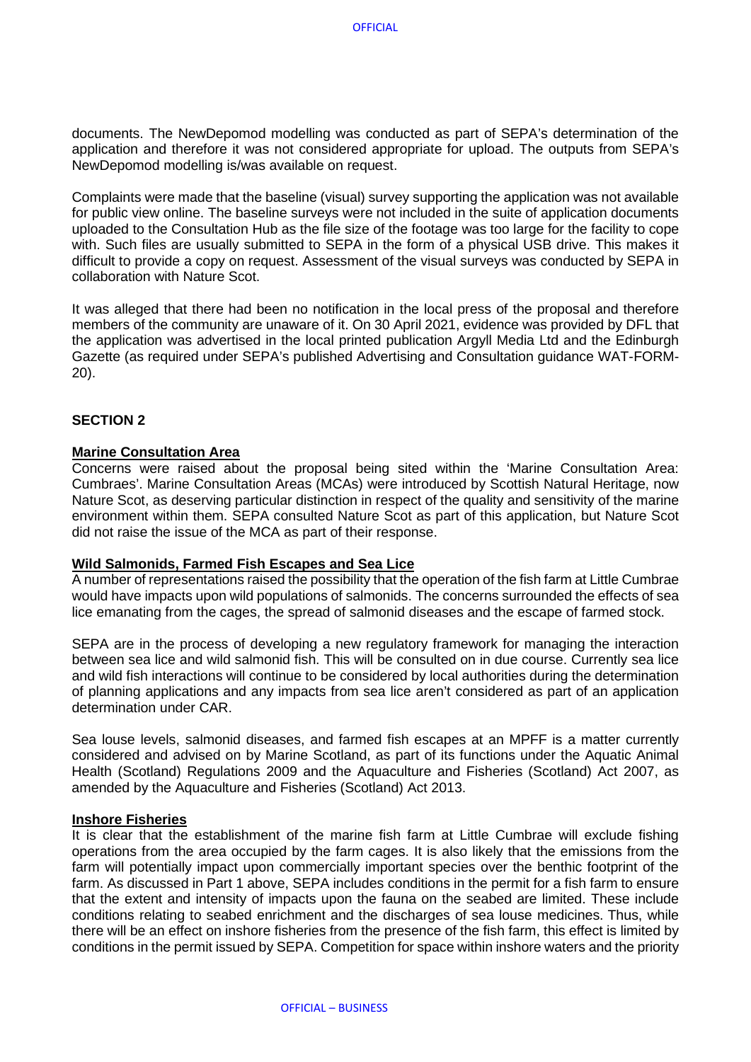documents. The NewDepomod modelling was conducted as part of SEPA's determination of the application and therefore it was not considered appropriate for upload. The outputs from SEPA's NewDepomod modelling is/was available on request.

Complaints were made that the baseline (visual) survey supporting the application was not available for public view online. The baseline surveys were not included in the suite of application documents uploaded to the Consultation Hub as the file size of the footage was too large for the facility to cope with. Such files are usually submitted to SEPA in the form of a physical USB drive. This makes it difficult to provide a copy on request. Assessment of the visual surveys was conducted by SEPA in collaboration with Nature Scot.

It was alleged that there had been no notification in the local press of the proposal and therefore members of the community are unaware of it. On 30 April 2021, evidence was provided by DFL that the application was advertised in the local printed publication Argyll Media Ltd and the Edinburgh Gazette (as required under SEPA's published Advertising and Consultation guidance WAT-FORM-20).

## SECTION 2

### Marine Consultation Area

Concerns were raised about the proposal being sited within the 'Marine Consultation Area: Cumbraes'. Marine Consultation Areas (MCAs) were introduced by Scottish Natural Heritage, now Nature Scot, as deserving particular distinction in respect of the quality and sensitivity of the marine environment within them. SEPA consulted Nature Scot as part of this application, but Nature Scot did not raise the issue of the MCA as part of their response.

### Wild Salmonids, Farmed Fish Escapes and Sea Lice

A number of representations raised the possibility that the operation of the fish farm at Little Cumbrae would have impacts upon wild populations of salmonids. The concerns surrounded the effects of sea lice emanating from the cages, the spread of salmonid diseases and the escape of farmed stock.

SEPA are in the process of developing a new regulatory framework for managing the interaction between sea lice and wild salmonid fish. This will be consulted on in due course. Currently sea lice and wild fish interactions will continue to be considered by local authorities during the determination of planning applications and any impacts from sea lice aren't considered as part of an application determination under CAR.

Sea louse levels, salmonid diseases, and farmed fish escapes at an MPFF is a matter currently considered and advised on by Marine Scotland, as part of its functions under the Aquatic Animal Health (Scotland) Regulations 2009 and the Aquaculture and Fisheries (Scotland) Act 2007, as amended by the Aquaculture and Fisheries (Scotland) Act 2013.

### Inshore Fisheries

It is clear that the establishment of the marine fish farm at Little Cumbrae will exclude fishing operations from the area occupied by the farm cages. It is also likely that the emissions from the farm will potentially impact upon commercially important species over the benthic footprint of the farm. As discussed in Part 1 above, SEPA includes conditions in the permit for a fish farm to ensure that the extent and intensity of impacts upon the fauna on the seabed are limited. These include conditions relating to seabed enrichment and the discharges of sea louse medicines. Thus, while there will be an effect on inshore fisheries from the presence of the fish farm, this effect is limited by conditions in the permit issued by SEPA. Competition for space within inshore waters and the priority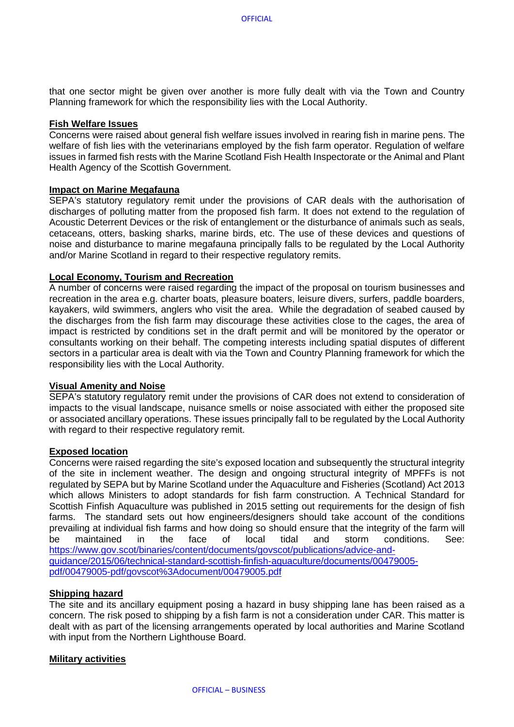that one sector might be given over another is more fully dealt with via the Town and Country Planning framework for which the responsibility lies with the Local Authority.

**Fish Welfare Issues**

Concerns were raised about general fish welfare issues involved in rearing fish in marine pens. The welfare of fish lies with the veterinarians employed by the fish farm operator. Regulation of welfare issues in farmed fish rests with the Marine Scotland Fish Health Inspectorate or the Animal and Plant Health Agency of the Scottish Government.

**Impact on Marine Megafauna**

SEPA's statutory regulatory remit under the provisions of CAR deals with the authorisation of discharges of polluting matter from the proposed fish farm. It does not extend to the regulation of Acoustic Deterrent Devices or the risk of entanglement or the disturbance of animals such as seals, cetaceans, otters, basking sharks, marine birds, etc. The use of these devices and questions of noise and disturbance to marine megafauna principally falls to be regulated by the Local Authority and/or Marine Scotland in regard to their respective regulatory remits.

**Local Economy, Tourism and Recreation**

A number of concerns were raised regarding the impact of the proposal on tourism businesses and recreation in the area e.g. charter boats, pleasure boaters, leisure divers, surfers, paddle boarders, kayakers, wild swimmers, anglers who visit the area. While the degradation of seabed caused by the discharges from the fish farm may discourage these activities close to the cages, the area of impact is restricted by conditions set in the draft permit and will be monitored by the operator or consultants working on their behalf. The competing interests including spatial disputes of different sectors in a particular area is dealt with via the Town and Country Planning framework for which the responsibility lies with the Local Authority.

**Visual Amenity and Noise**

SEPA's statutory regulatory remit under the provisions of CAR does not extend to consideration of impacts to the visual landscape, nuisance smells or noise associated with either the proposed site or associated ancillary operations. These issues principally fall to be regulated by the Local Authority with regard to their respective regulatory remit.

**Exposed location**

Concerns were raised regarding the site's exposed location and subsequently the structural integrity of the site in inclement weather. The design and ongoing structural integrity of MPFFs is not regulated by SEPA but by Marine Scotland under the Aquaculture and Fisheries (Scotland) Act 2013 which allows Ministers to adopt standards for fish farm construction. A Technical Standard for Scottish Finfish Aquaculture was published in 2015 setting out requirements for the design of fish farms. The standard sets out how engineers/designers should take account of the conditions prevailing at individual fish farms and how doing so should ensure that the integrity of the farm will be maintained in the face of local tidal and storm conditions. See: https://www.gov.scot/binaries/content/documents/govscot/publications/advice-and-guidance/2015/06/technical-standard-scottish-finfish-aquaculture/documents/00479005-pdf/00479005-pdf/govscot%3Adocument/00479005.pdf

**Shipping hazard**

The site and its ancillary equipment posing a hazard in busy shipping lane has been raised as a concern. The risk posed to shipping by a fish farm is not a consideration under CAR. This matter is dealt with as part of the licensing arrangements operated by local authorities and Marine Scotland with input from the Northern Lighthouse Board.

**Military activities**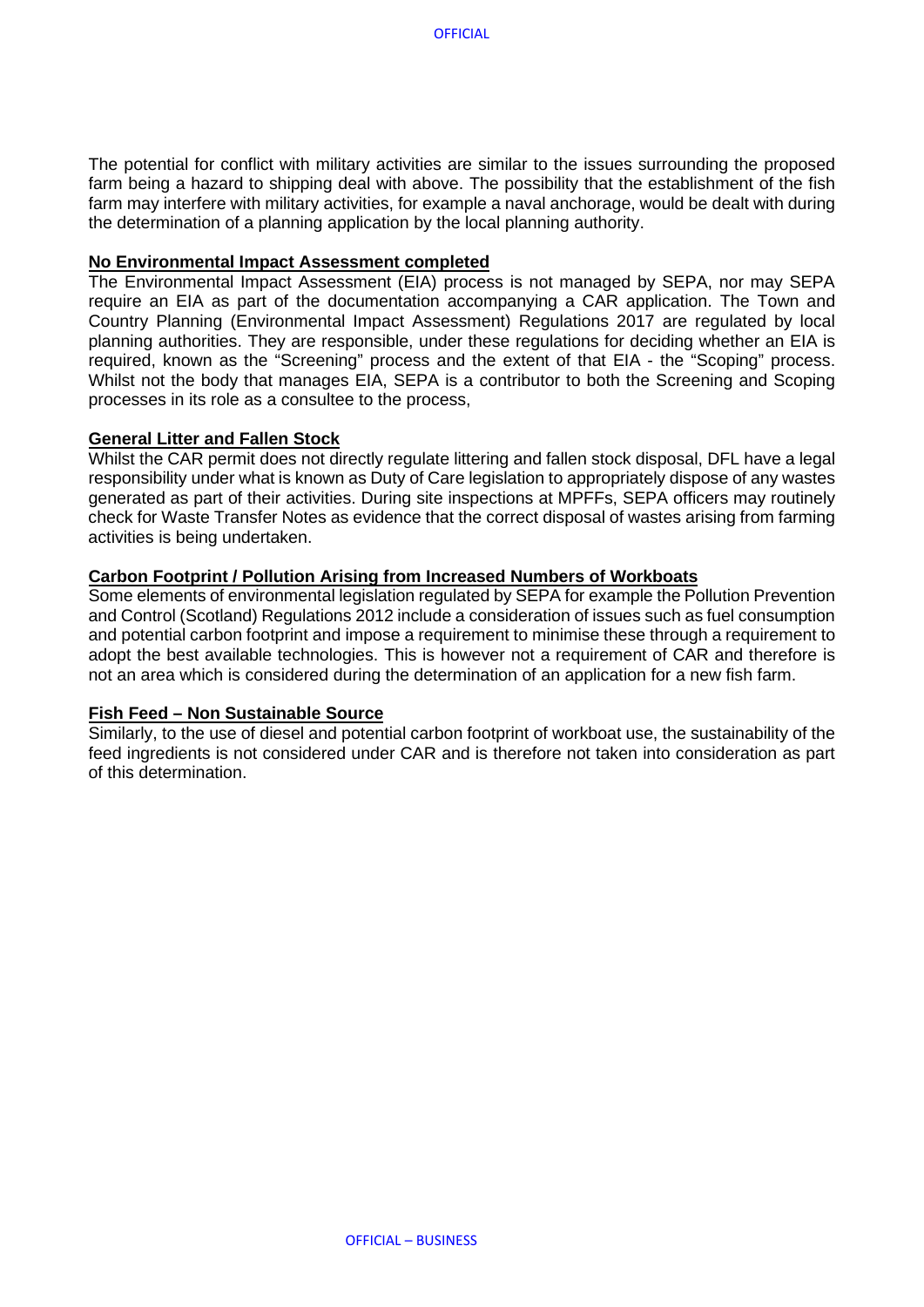The potential for conflict with military activities are similar to the issues surrounding the proposed farm being a hazard to shipping deal with above. The possibility that the establishment of the fish farm may interfere with military activities, for example a naval anchorage, would be dealt with during the determination of a planning application by the local planning authority.

**No Environmental Impact Assessment completed**

The Environmental Impact Assessment (EIA) process is not managed by SEPA, nor may SEPA require an EIA as part of the documentation accompanying a CAR application. The Town and Country Planning (Environmental Impact Assessment) Regulations 2017 are regulated by local planning authorities. They are responsible, under these regulations for deciding whether an EIA is required, known as the "Screening" process and the extent of that EIA - the "Scoping" process. Whilst not the body that manages EIA, SEPA is a contributor to both the Screening and Scoping processes in its role as a consultee to the process,

**General Litter and Fallen Stock**

Whilst the CAR permit does not directly regulate littering and fallen stock disposal, DFL have a legal responsibility under what is known as Duty of Care legislation to appropriately dispose of any wastes generated as part of their activities. During site inspections at MPFFs, SEPA officers may routinely check for Waste Transfer Notes as evidence that the correct disposal of wastes arising from farming activities is being undertaken.

**Carbon Footprint / Pollution Arising from Increased Numbers of Workboats**

Some elements of environmental legislation regulated by SEPA for example the Pollution Prevention and Control (Scotland) Regulations 2012 include a consideration of issues such as fuel consumption and potential carbon footprint and impose a requirement to minimise these through a requirement to adopt the best available technologies. This is however not a requirement of CAR and therefore is not an area which is considered during the determination of an application for a new fish farm.

**Fish Feed – Non Sustainable Source**

Similarly, to the use of diesel and potential carbon footprint of workboat use, the sustainability of the feed ingredients is not considered under CAR and is therefore not taken into consideration as part of this determination.